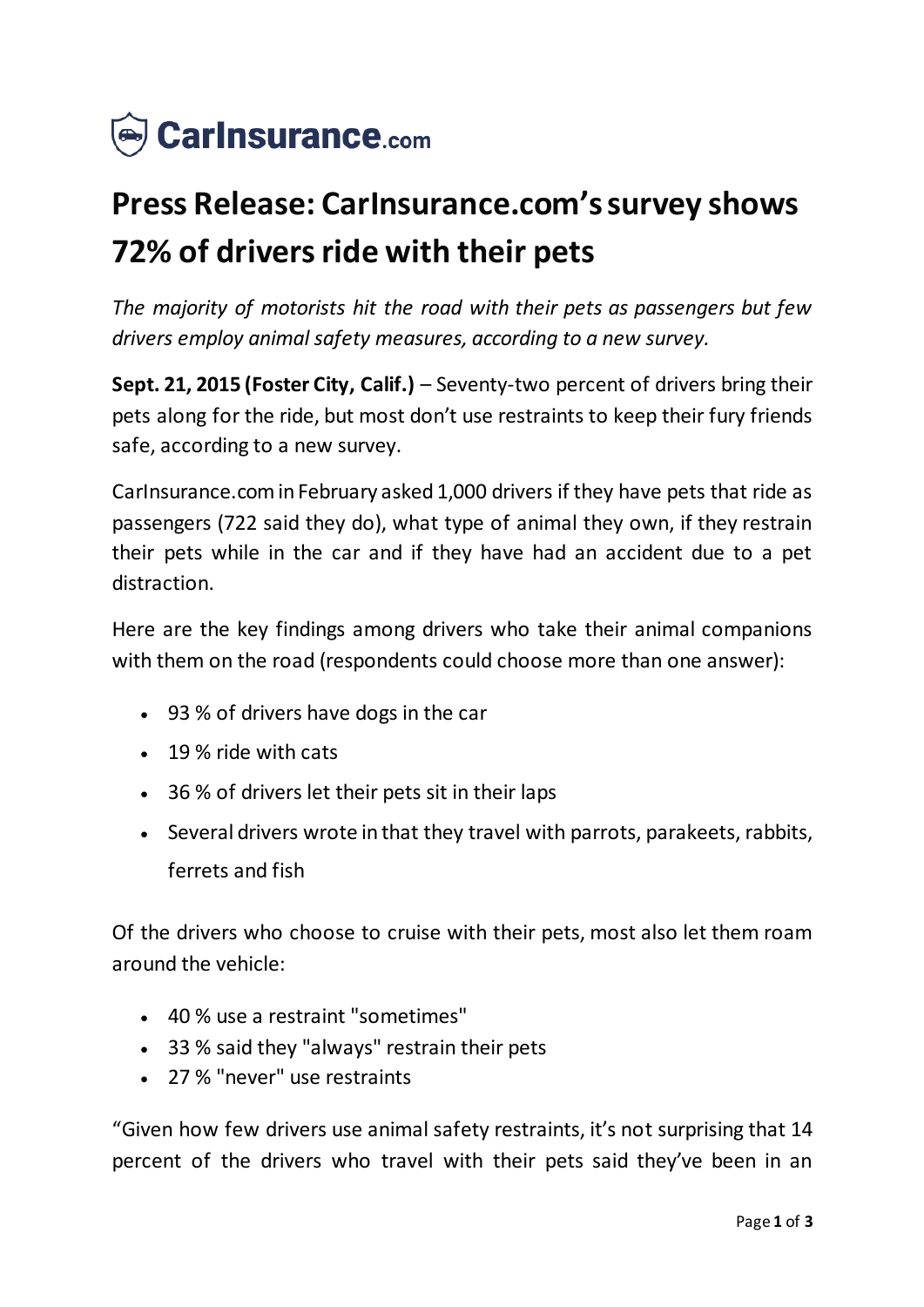CarInsurance.com

# Press Release: CarInsurance.com's survey shows 72% of drivers ride with their pets

*The majority of motorists hit the road with their pets as passengers but few drivers employ animal safety measures, according to a new survey.*

**Sept. 21, 2015 (Foster City, Calif.)** – Seventy-two percent of drivers bring their pets along for the ride, but most don't use restraints to keep their fury friends safe, according to a new survey.

CarInsurance.com in February asked 1,000 drivers if they have pets that ride as passengers (722 said they do), what type of animal they own, if they restrain their pets while in the car and if they have had an accident due to a pet distraction.

Here are the key findings among drivers who take their animal companions with them on the road (respondents could choose more than one answer):

- 93 % of drivers have dogs in the car
- 19 % ride with cats
- 36 % of drivers let their pets sit in their laps
- Several drivers wrote in that they travel with parrots, parakeets, rabbits, ferrets and fish

Of the drivers who choose to cruise with their pets, most also let them roam around the vehicle:

- 40 % use a restraint "sometimes"
- 33 % said they "always" restrain their pets
- 27 % "never" use restraints

"Given how few drivers use animal safety restraints, it's not surprising that 14 percent of the drivers who travel with their pets said they've been in an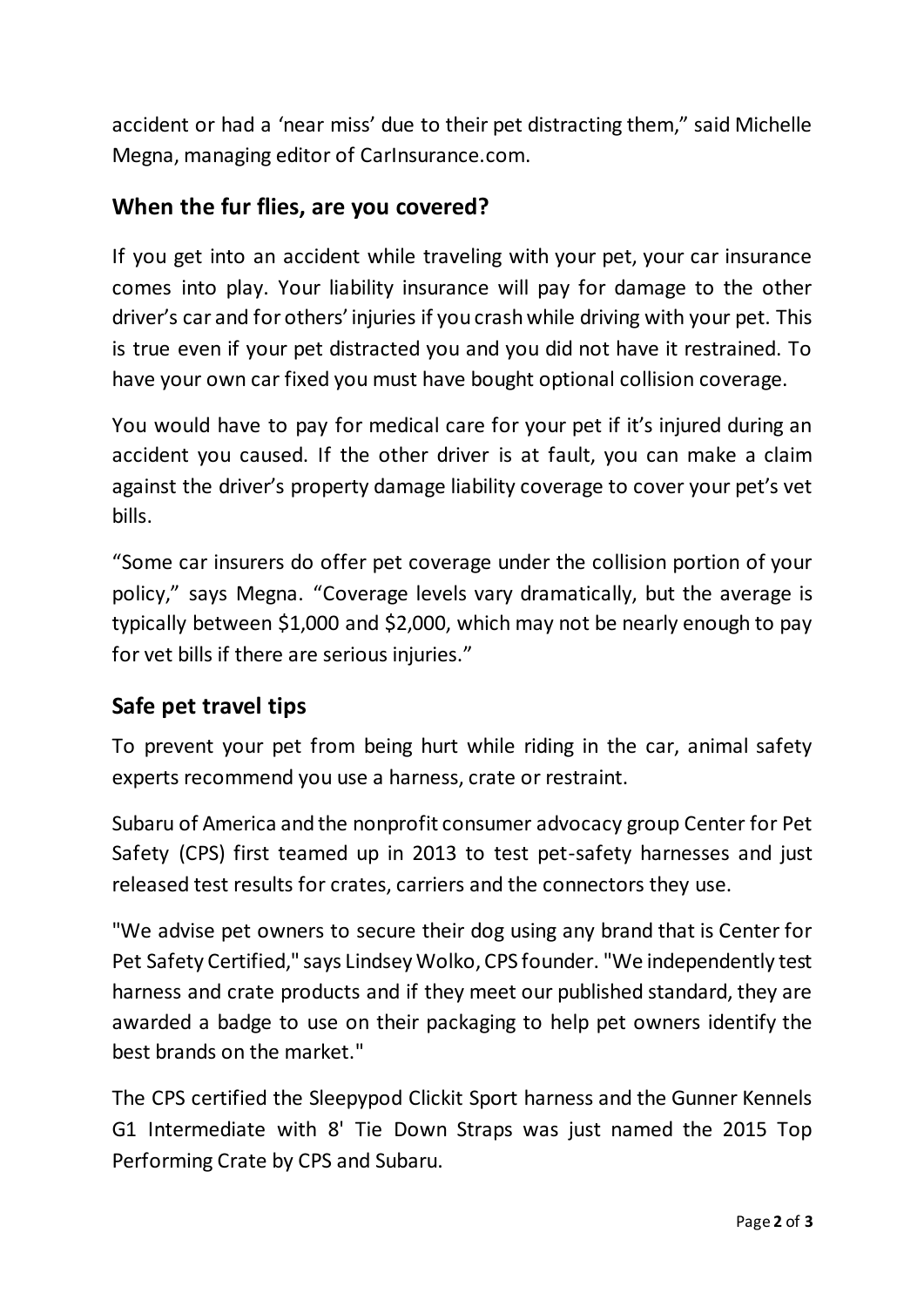accident or had a 'near miss' due to their pet distracting them," said Michelle Megna, managing editor of CarInsurance.com.

## When the fur flies, are you covered?

If you get into an accident while traveling with your pet, your car insurance comes into play. Your liability insurance will pay for damage to the other driver's car and for others' injuries if you crash while driving with your pet. This is true even if your pet distracted you and you did not have it restrained. To have your own car fixed you must have bought optional collision coverage.

You would have to pay for medical care for your pet if it's injured during an accident you caused. If the other driver is at fault, you can make a claim against the driver's property damage liability coverage to cover your pet's vet bills.

"Some car insurers do offer pet coverage under the collision portion of your policy," says Megna. "Coverage levels vary dramatically, but the average is typically between $1,000 and $2,000, which may not be nearly enough to pay for vet bills if there are serious injuries."

## Safe pet travel tips

To prevent your pet from being hurt while riding in the car, animal safety experts recommend you use a harness, crate or restraint.

Subaru of America and the nonprofit consumer advocacy group Center for Pet Safety (CPS) first teamed up in 2013 to test pet-safety harnesses and just released test results for crates, carriers and the connectors they use.

"We advise pet owners to secure their dog using any brand that is Center for Pet Safety Certified," says Lindsey Wolko, CPS founder. "We independently test harness and crate products and if they meet our published standard, they are awarded a badge to use on their packaging to help pet owners identify the best brands on the market."

The CPS certified the Sleepypod Clickit Sport harness and the Gunner Kennels G1 Intermediate with 8' Tie Down Straps was just named the 2015 Top Performing Crate by CPS and Subaru.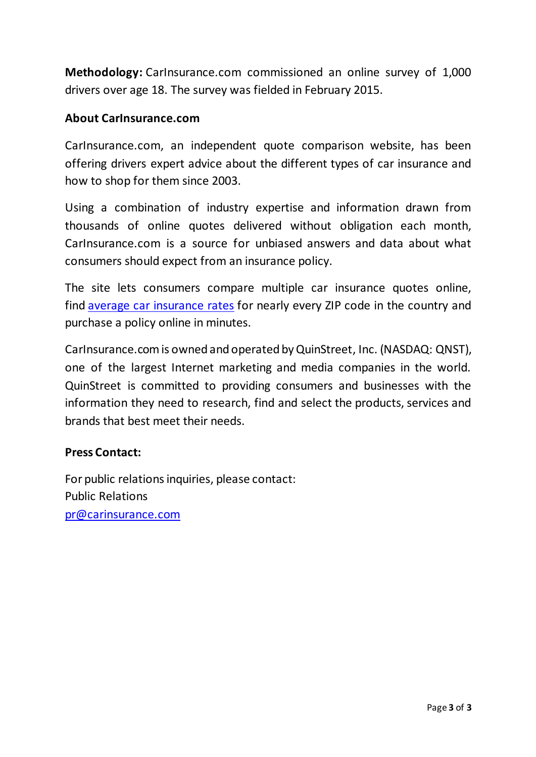**Methodology:** CarInsurance.com commissioned an online survey of 1,000 drivers over age 18. The survey was fielded in February 2015.

**About CarInsurance.com**

CarInsurance.com, an independent quote comparison website, has been offering drivers expert advice about the different types of car insurance and how to shop for them since 2003.

Using a combination of industry expertise and information drawn from thousands of online quotes delivered without obligation each month, CarInsurance.com is a source for unbiased answers and data about what consumers should expect from an insurance policy.

The site lets consumers compare multiple car insurance quotes online, find average car insurance rates for nearly every ZIP code in the country and purchase a policy online in minutes.

CarInsurance.com is owned and operated by QuinStreet, Inc. (NASDAQ: QNST), one of the largest Internet marketing and media companies in the world. QuinStreet is committed to providing consumers and businesses with the information they need to research, find and select the products, services and brands that best meet their needs.

**Press Contact:**

For public relations inquiries, please contact:
Public Relations
pr@carinsurance.com